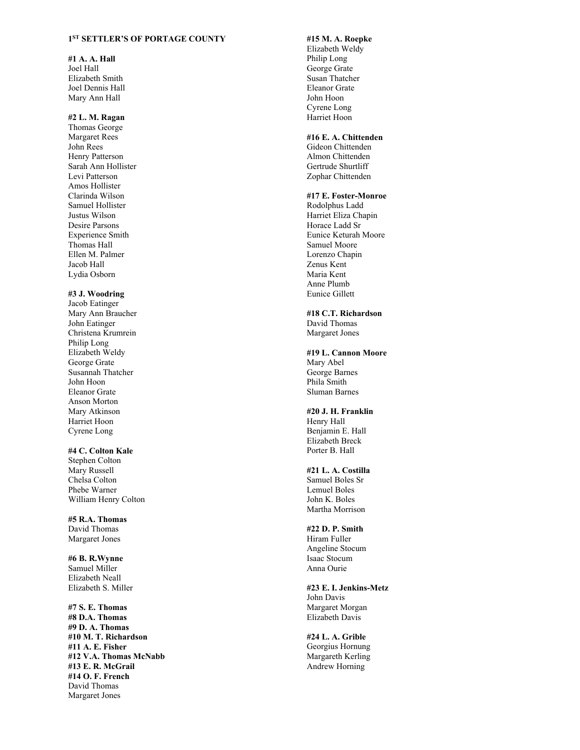# 1[ST] SETTLER'S OF PORTAGE COUNTY

**#1 A. A. Hall**
Joel Hall
Elizabeth Smith
Joel Dennis Hall
Mary Ann Hall

**#2 L. M. Ragan**
Thomas George
Margaret Rees
John Rees
Henry Patterson
Sarah Ann Hollister
Levi Patterson
Amos Hollister
Clarinda Wilson
Samuel Hollister
Justus Wilson
Desire Parsons
Experience Smith
Thomas Hall
Ellen M. Palmer
Jacob Hall
Lydia Osborn

**#3 J. Woodring**
Jacob Eatinger
Mary Ann Braucher
John Eatinger
Christena Krumrein
Philip Long
Elizabeth Weldy
George Grate
Susannah Thatcher
John Hoon
Eleanor Grate
Anson Morton
Mary Atkinson
Harriet Hoon
Cyrene Long

**#4 C. Colton Kale**
Stephen Colton
Mary Russell
Chelsa Colton
Phebe Warner
William Henry Colton

**#5 R.A. Thomas**
David Thomas
Margaret Jones

**#6 B. R.Wynne**
Samuel Miller
Elizabeth Neall
Elizabeth S. Miller

**#7 S. E. Thomas**
**#8 D.A. Thomas**
**#9 D. A. Thomas**
**#10 M. T. Richardson**
**#11 A. E. Fisher**
**#12 V.A. Thomas McNabb**
**#13 E. R. McGrail**
**#14 O. F. French**
David Thomas
Margaret Jones

**#15 M. A. Roepke**
Elizabeth Weldy
Philip Long
George Grate
Susan Thatcher
Eleanor Grate
John Hoon
Cyrene Long
Harriet Hoon

**#16 E. A. Chittenden**
Gideon Chittenden
Almon Chittenden
Gertrude Shurtliff
Zophar Chittenden

**#17 E. Foster-Monroe**
Rodolphus Ladd
Harriet Eliza Chapin
Horace Ladd Sr
Eunice Keturah Moore
Samuel Moore
Lorenzo Chapin
Zenus Kent
Maria Kent
Anne Plumb
Eunice Gillett

**#18 C.T. Richardson**
David Thomas
Margaret Jones

**#19 L. Cannon Moore**
Mary Abel
George Barnes
Phila Smith
Sluman Barnes

**#20 J. H. Franklin**
Henry Hall
Benjamin E. Hall
Elizabeth Breck
Porter B. Hall

**#21 L. A. Costilla**
Samuel Boles Sr
Lemuel Boles
John K. Boles
Martha Morrison

**#22 D. P. Smith**
Hiram Fuller
Angeline Stocum
Isaac Stocum
Anna Ourie

**#23 E. I. Jenkins-Metz**
John Davis
Margaret Morgan
Elizabeth Davis

**#24 L. A. Grible**
Georgius Hornung
Margareth Kerling
Andrew Horning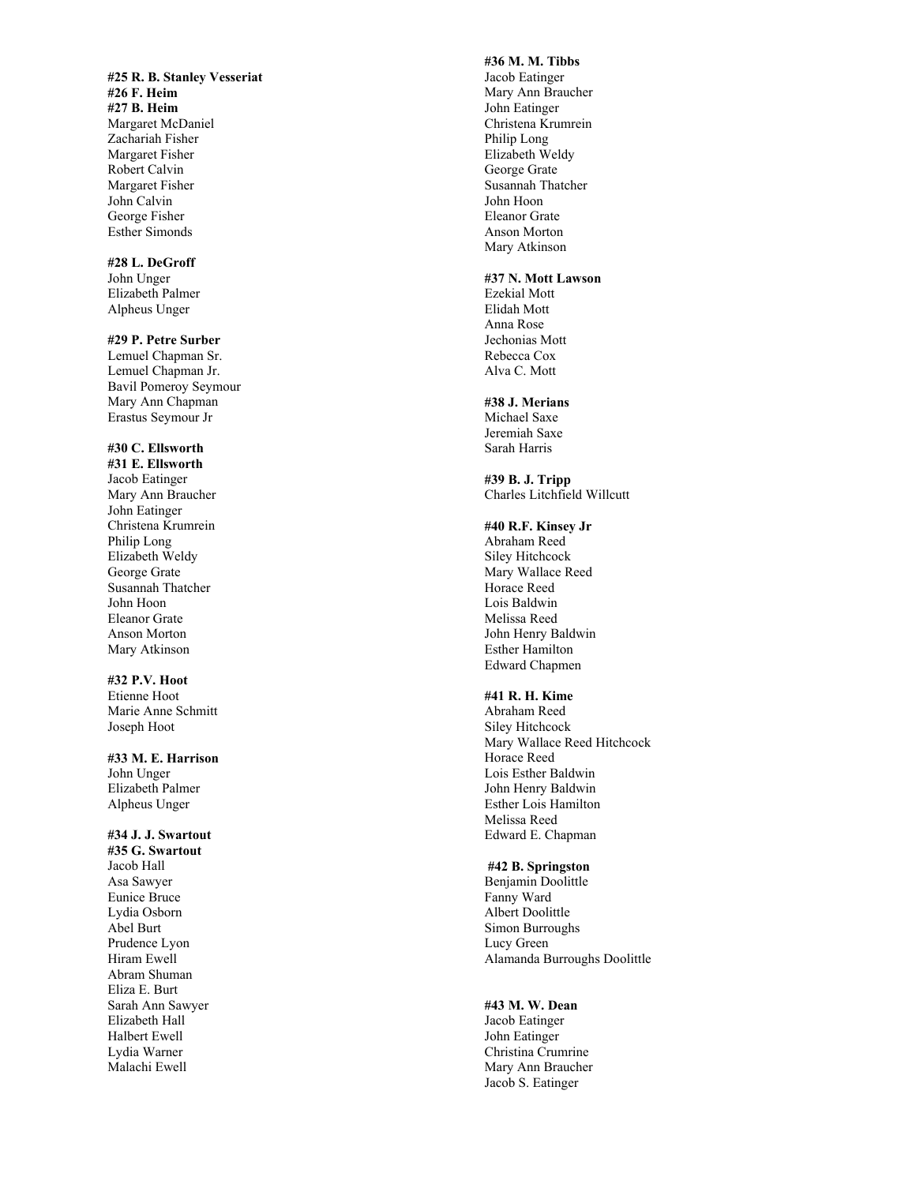**#25 R. B. Stanley Vesseriat**
**#26 F. Heim**
**#27 B. Heim**
Margaret McDaniel
Zachariah Fisher
Margaret Fisher
Robert Calvin
Margaret Fisher
John Calvin
George Fisher
Esther Simonds

**#28 L. DeGroff**
John Unger
Elizabeth Palmer
Alpheus Unger

**#29 P. Petre Surber**
Lemuel Chapman Sr.
Lemuel Chapman Jr.
Bavil Pomeroy Seymour
Mary Ann Chapman
Erastus Seymour Jr

**#30 C. Ellsworth**
**#31 E. Ellsworth**
Jacob Eatinger
Mary Ann Braucher
John Eatinger
Christena Krumrein
Philip Long
Elizabeth Weldy
George Grate
Susannah Thatcher
John Hoon
Eleanor Grate
Anson Morton
Mary Atkinson

**#32 P.V. Hoot**
Etienne Hoot
Marie Anne Schmitt
Joseph Hoot

**#33 M. E. Harrison**
John Unger
Elizabeth Palmer
Alpheus Unger

**#34 J. J. Swartout**
**#35 G. Swartout**
Jacob Hall
Asa Sawyer
Eunice Bruce
Lydia Osborn
Abel Burt
Prudence Lyon
Hiram Ewell
Abram Shuman
Eliza E. Burt
Sarah Ann Sawyer
Elizabeth Hall
Halbert Ewell
Lydia Warner
Malachi Ewell

**#36 M. M. Tibbs**
Jacob Eatinger
Mary Ann Braucher
John Eatinger
Christena Krumrein
Philip Long
Elizabeth Weldy
George Grate
Susannah Thatcher
John Hoon
Eleanor Grate
Anson Morton
Mary Atkinson

**#37 N. Mott Lawson**
Ezekial Mott
Elidah Mott
Anna Rose
Jechonias Mott
Rebecca Cox
Alva C. Mott

**#38 J. Merians**
Michael Saxe
Jeremiah Saxe
Sarah Harris

**#39 B. J. Tripp**
Charles Litchfield Willcutt

**#40 R.F. Kinsey Jr**
Abraham Reed
Siley Hitchcock
Mary Wallace Reed
Horace Reed
Lois Baldwin
Melissa Reed
John Henry Baldwin
Esther Hamilton
Edward Chapmen

**#41 R. H. Kime**
Abraham Reed
Siley Hitchcock
Mary Wallace Reed Hitchcock
Horace Reed
Lois Esther Baldwin
John Henry Baldwin
Esther Lois Hamilton
Melissa Reed
Edward E. Chapman

**#42 B. Springston**
Benjamin Doolittle
Fanny Ward
Albert Doolittle
Simon Burroughs
Lucy Green
Alamanda Burroughs Doolittle

**#43 M. W. Dean**
Jacob Eatinger
John Eatinger
Christina Crumrine
Mary Ann Braucher
Jacob S. Eatinger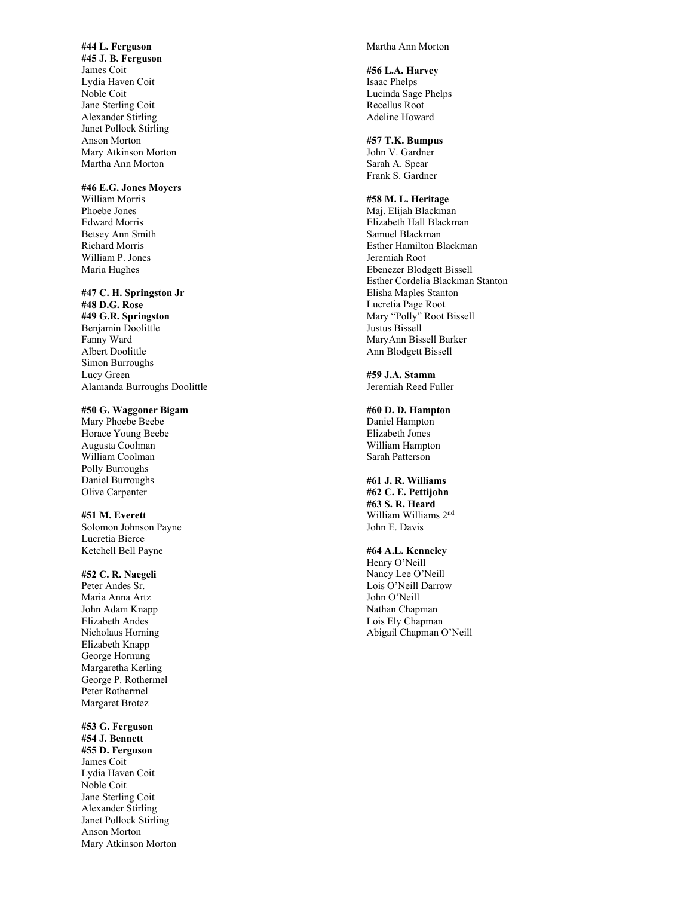**#44 L. Ferguson**
**#45 J. B. Ferguson**
James Coit
Lydia Haven Coit
Noble Coit
Jane Sterling Coit
Alexander Stirling
Janet Pollock Stirling
Anson Morton
Mary Atkinson Morton
Martha Ann Morton

**#46 E.G. Jones Moyers**
William Morris
Phoebe Jones
Edward Morris
Betsey Ann Smith
Richard Morris
William P. Jones
Maria Hughes

**#47 C. H. Springston Jr**
**#48 D.G. Rose**
**#49 G.R. Springston**
Benjamin Doolittle
Fanny Ward
Albert Doolittle
Simon Burroughs
Lucy Green
Alamanda Burroughs Doolittle

**#50 G. Waggoner Bigam**
Mary Phoebe Beebe
Horace Young Beebe
Augusta Coolman
William Coolman
Polly Burroughs
Daniel Burroughs
Olive Carpenter

**#51 M. Everett**
Solomon Johnson Payne
Lucretia Bierce
Ketchell Bell Payne

**#52 C. R. Naegeli**
Peter Andes Sr.
Maria Anna Artz
John Adam Knapp
Elizabeth Andes
Nicholaus Horning
Elizabeth Knapp
George Hornung
Margaretha Kerling
George P. Rothermel
Peter Rothermel
Margaret Brotez

**#53 G. Ferguson**
**#54 J. Bennett**
**#55 D. Ferguson**
James Coit
Lydia Haven Coit
Noble Coit
Jane Sterling Coit
Alexander Stirling
Janet Pollock Stirling
Anson Morton
Mary Atkinson Morton
Martha Ann Morton

**#56 L.A. Harvey**
Isaac Phelps
Lucinda Sage Phelps
Recellus Root
Adeline Howard

**#57 T.K. Bumpus**
John V. Gardner
Sarah A. Spear
Frank S. Gardner

**#58 M. L. Heritage**
Maj. Elijah Blackman
Elizabeth Hall Blackman
Samuel Blackman
Esther Hamilton Blackman
Jeremiah Root
Ebenezer Blodgett Bissell
Esther Cordelia Blackman Stanton
Elisha Maples Stanton
Lucretia Page Root
Mary "Polly" Root Bissell
Justus Bissell
MaryAnn Bissell Barker
Ann Blodgett Bissell

**#59 J.A. Stamm**
Jeremiah Reed Fuller

**#60 D. D. Hampton**
Daniel Hampton
Elizabeth Jones
William Hampton
Sarah Patterson

**#61 J. R. Williams**
**#62 C. E. Pettijohn**
**#63 S. R. Heard**
William Williams 2nd
John E. Davis

**#64 A.L. Kenneley**
Henry O'Neill
Nancy Lee O'Neill
Lois O'Neill Darrow
John O'Neill
Nathan Chapman
Lois Ely Chapman
Abigail Chapman O'Neill